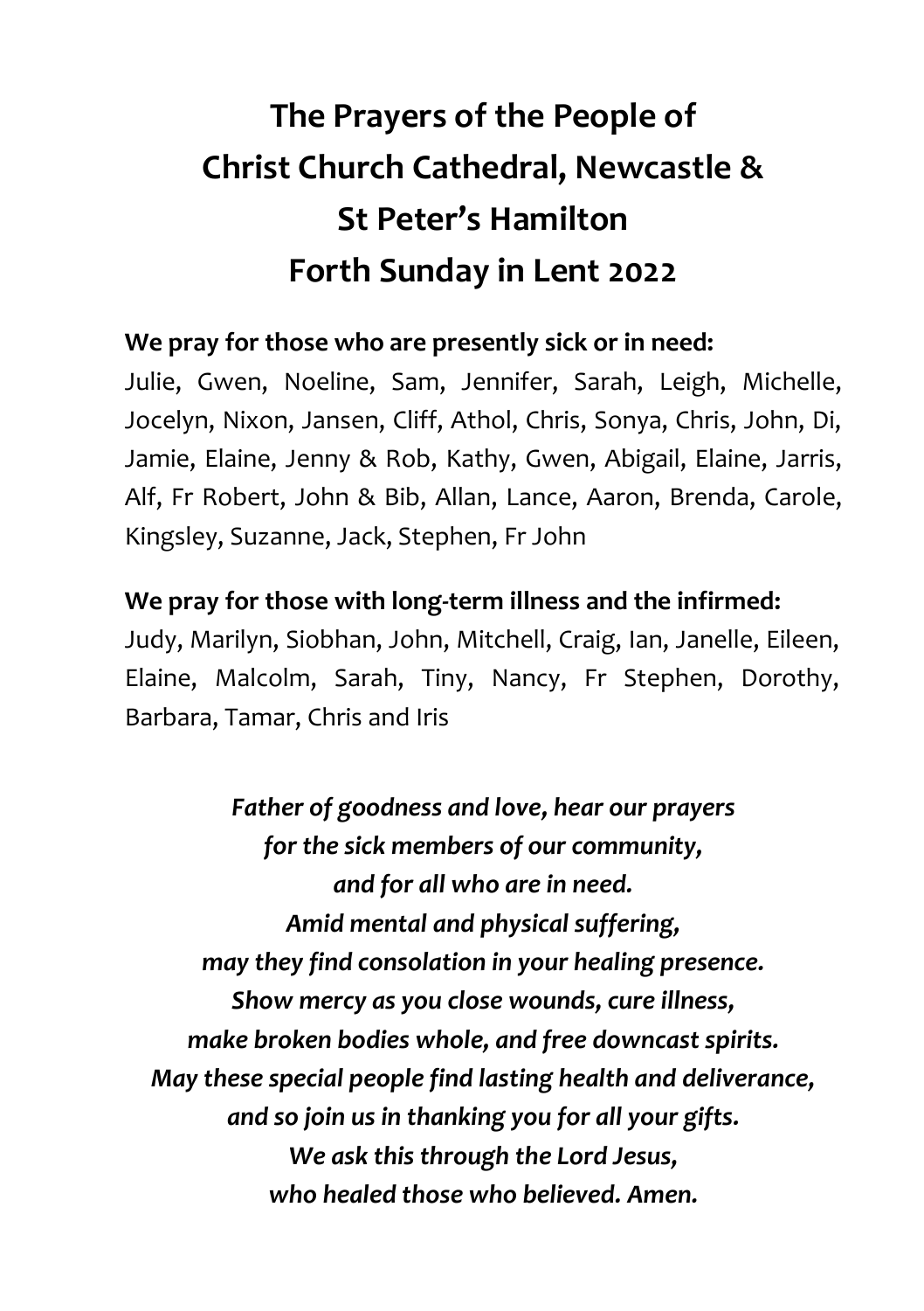# The Prayers of the People of Christ Church Cathedral, Newcastle & St Peter's Hamilton Forth Sunday in Lent 2022

**We pray for those who are presently sick or in need:**

Julie, Gwen, Noeline, Sam, Jennifer, Sarah, Leigh, Michelle, Jocelyn, Nixon, Jansen, Cliff, Athol, Chris, Sonya, Chris, John, Di, Jamie, Elaine, Jenny & Rob, Kathy, Gwen, Abigail, Elaine, Jarris, Alf, Fr Robert, John & Bib, Allan, Lance, Aaron, Brenda, Carole, Kingsley, Suzanne, Jack, Stephen, Fr John

**We pray for those with long-term illness and the infirmed:**

Judy, Marilyn, Siobhan, John, Mitchell, Craig, Ian, Janelle, Eileen, Elaine, Malcolm, Sarah, Tiny, Nancy, Fr Stephen, Dorothy, Barbara, Tamar, Chris and Iris

***Father of goodness and love, hear our prayers***
***for the sick members of our community,***
***and for all who are in need.***
***Amid mental and physical suffering,***
***may they find consolation in your healing presence.***
***Show mercy as you close wounds, cure illness,***
***make broken bodies whole, and free downcast spirits.***
***May these special people find lasting health and deliverance,***
***and so join us in thanking you for all your gifts.***
***We ask this through the Lord Jesus,***
***who healed those who believed. Amen.***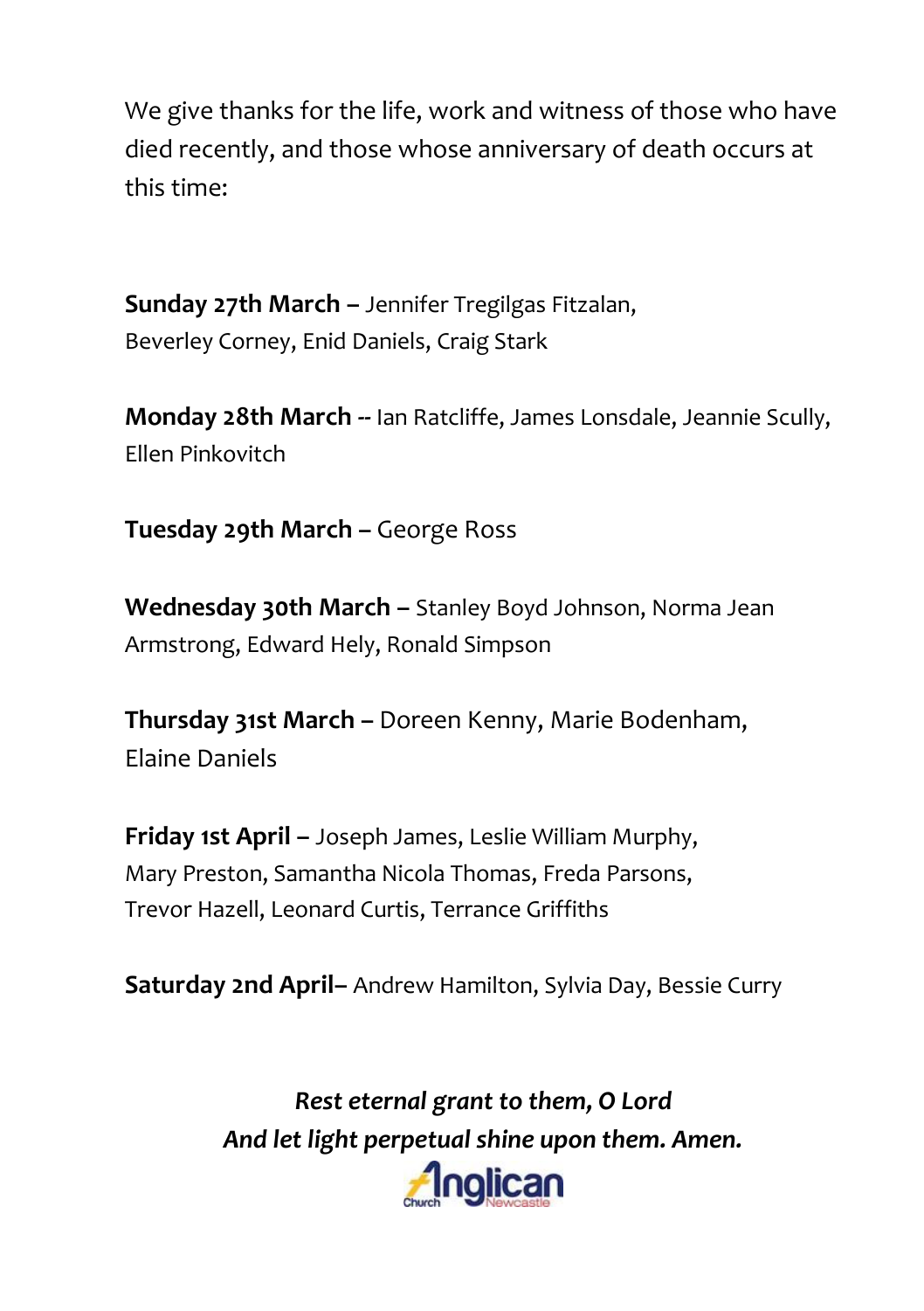We give thanks for the life, work and witness of those who have died recently, and those whose anniversary of death occurs at this time:

**Sunday 27th March –** Jennifer Tregilgas Fitzalan, Beverley Corney, Enid Daniels, Craig Stark

**Monday 28th March --** Ian Ratcliffe, James Lonsdale, Jeannie Scully, Ellen Pinkovitch

**Tuesday 29th March –** George Ross

**Wednesday 30th March –** Stanley Boyd Johnson, Norma Jean Armstrong, Edward Hely, Ronald Simpson

**Thursday 31st March –** Doreen Kenny, Marie Bodenham, Elaine Daniels

**Friday 1st April –** Joseph James, Leslie William Murphy, Mary Preston, Samantha Nicola Thomas, Freda Parsons, Trevor Hazell, Leonard Curtis, Terrance Griffiths

**Saturday 2nd April–** Andrew Hamilton, Sylvia Day, Bessie Curry

***Rest eternal grant to them, O Lord***
***And let light perpetual shine upon them. Amen.***

Anglican Church Newcastle